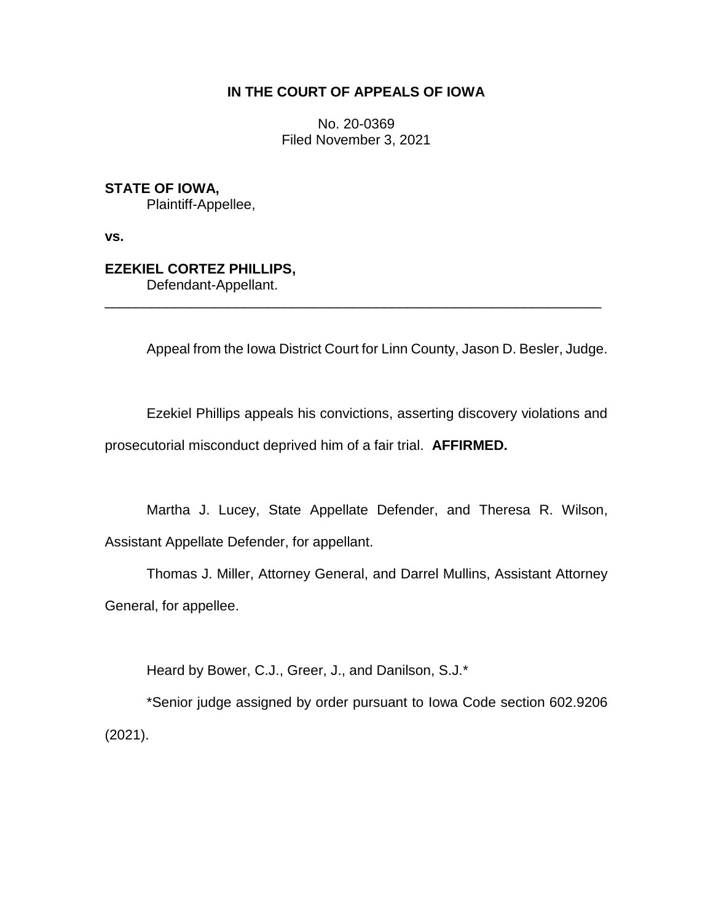**IN THE COURT OF APPEALS OF IOWA**

No. 20-0369
Filed November 3, 2021

**STATE OF IOWA,**
Plaintiff-Appellee,

**vs.**

**EZEKIEL CORTEZ PHILLIPS,**
Defendant-Appellant.

---

Appeal from the Iowa District Court for Linn County, Jason D. Besler, Judge.

Ezekiel Phillips appeals his convictions, asserting discovery violations and prosecutorial misconduct deprived him of a fair trial. **AFFIRMED.**

Martha J. Lucey, State Appellate Defender, and Theresa R. Wilson, Assistant Appellate Defender, for appellant.

Thomas J. Miller, Attorney General, and Darrel Mullins, Assistant Attorney General, for appellee.

Heard by Bower, C.J., Greer, J., and Danilson, S.J.*

*Senior judge assigned by order pursuant to Iowa Code section 602.9206 (2021).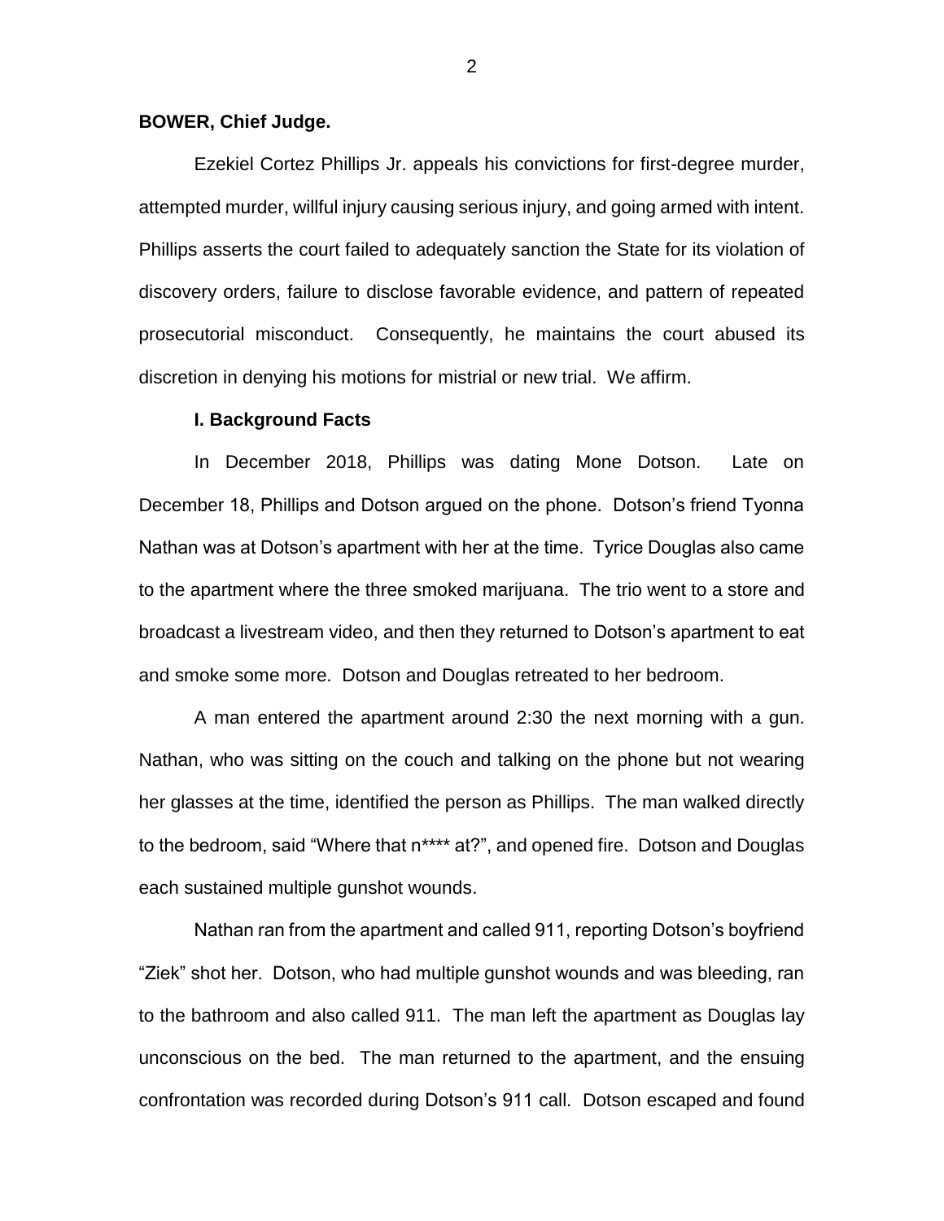**BOWER, Chief Judge.**

Ezekiel Cortez Phillips Jr. appeals his convictions for first-degree murder, attempted murder, willful injury causing serious injury, and going armed with intent. Phillips asserts the court failed to adequately sanction the State for its violation of discovery orders, failure to disclose favorable evidence, and pattern of repeated prosecutorial misconduct. Consequently, he maintains the court abused its discretion in denying his motions for mistrial or new trial. We affirm.

**I. Background Facts**

In December 2018, Phillips was dating Mone Dotson. Late on December 18, Phillips and Dotson argued on the phone. Dotson's friend Tyonna Nathan was at Dotson's apartment with her at the time. Tyrice Douglas also came to the apartment where the three smoked marijuana. The trio went to a store and broadcast a livestream video, and then they returned to Dotson's apartment to eat and smoke some more. Dotson and Douglas retreated to her bedroom.

A man entered the apartment around 2:30 the next morning with a gun. Nathan, who was sitting on the couch and talking on the phone but not wearing her glasses at the time, identified the person as Phillips. The man walked directly to the bedroom, said "Where that n**** at?", and opened fire. Dotson and Douglas each sustained multiple gunshot wounds.

Nathan ran from the apartment and called 911, reporting Dotson's boyfriend "Ziek" shot her. Dotson, who had multiple gunshot wounds and was bleeding, ran to the bathroom and also called 911. The man left the apartment as Douglas lay unconscious on the bed. The man returned to the apartment, and the ensuing confrontation was recorded during Dotson's 911 call. Dotson escaped and found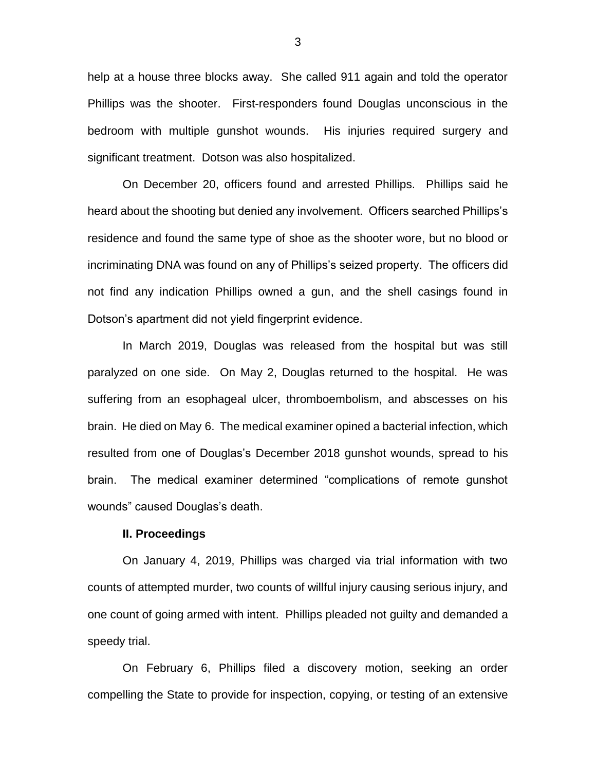help at a house three blocks away. She called 911 again and told the operator Phillips was the shooter. First-responders found Douglas unconscious in the bedroom with multiple gunshot wounds. His injuries required surgery and significant treatment. Dotson was also hospitalized.

On December 20, officers found and arrested Phillips. Phillips said he heard about the shooting but denied any involvement. Officers searched Phillips's residence and found the same type of shoe as the shooter wore, but no blood or incriminating DNA was found on any of Phillips's seized property. The officers did not find any indication Phillips owned a gun, and the shell casings found in Dotson's apartment did not yield fingerprint evidence.

In March 2019, Douglas was released from the hospital but was still paralyzed on one side. On May 2, Douglas returned to the hospital. He was suffering from an esophageal ulcer, thromboembolism, and abscesses on his brain. He died on May 6. The medical examiner opined a bacterial infection, which resulted from one of Douglas's December 2018 gunshot wounds, spread to his brain. The medical examiner determined "complications of remote gunshot wounds" caused Douglas's death.

**II. Proceedings**

On January 4, 2019, Phillips was charged via trial information with two counts of attempted murder, two counts of willful injury causing serious injury, and one count of going armed with intent. Phillips pleaded not guilty and demanded a speedy trial.

On February 6, Phillips filed a discovery motion, seeking an order compelling the State to provide for inspection, copying, or testing of an extensive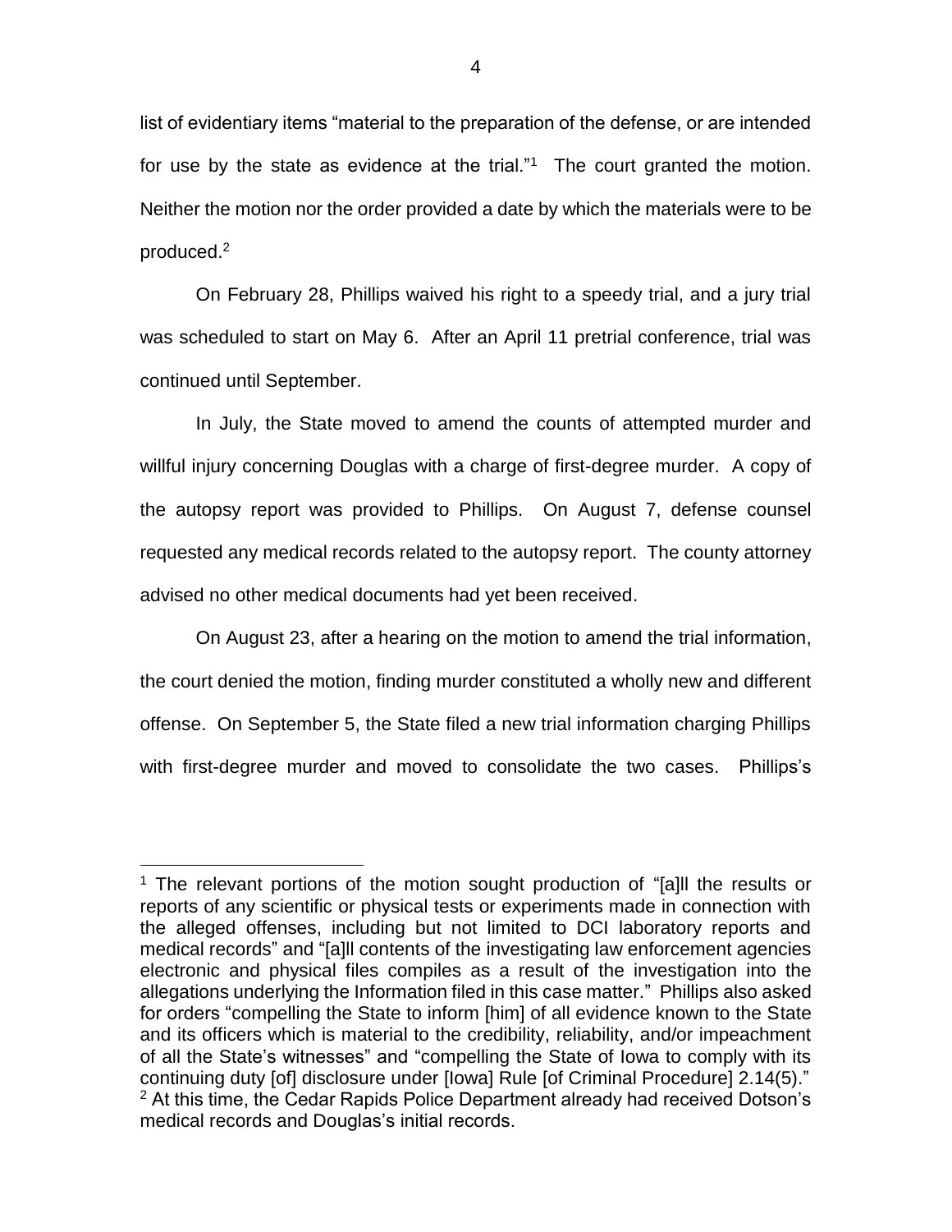list of evidentiary items "material to the preparation of the defense, or are intended for use by the state as evidence at the trial."[1] The court granted the motion. Neither the motion nor the order provided a date by which the materials were to be produced.[2]

On February 28, Phillips waived his right to a speedy trial, and a jury trial was scheduled to start on May 6. After an April 11 pretrial conference, trial was continued until September.

In July, the State moved to amend the counts of attempted murder and willful injury concerning Douglas with a charge of first-degree murder. A copy of the autopsy report was provided to Phillips. On August 7, defense counsel requested any medical records related to the autopsy report. The county attorney advised no other medical documents had yet been received.

On August 23, after a hearing on the motion to amend the trial information, the court denied the motion, finding murder constituted a wholly new and different offense. On September 5, the State filed a new trial information charging Phillips with first-degree murder and moved to consolidate the two cases. Phillips's

---

[1] The relevant portions of the motion sought production of "[a]ll the results or reports of any scientific or physical tests or experiments made in connection with the alleged offenses, including but not limited to DCI laboratory reports and medical records" and "[a]ll contents of the investigating law enforcement agencies electronic and physical files compiles as a result of the investigation into the allegations underlying the Information filed in this case matter." Phillips also asked for orders "compelling the State to inform [him] of all evidence known to the State and its officers which is material to the credibility, reliability, and/or impeachment of all the State's witnesses" and "compelling the State of Iowa to comply with its continuing duty [of] disclosure under [Iowa] Rule [of Criminal Procedure] 2.14(5)."

[2] At this time, the Cedar Rapids Police Department already had received Dotson's medical records and Douglas's initial records.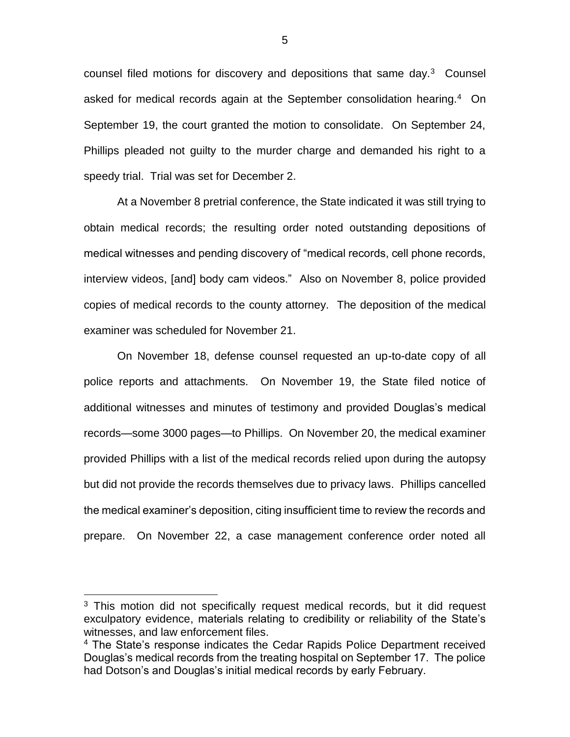counsel filed motions for discovery and depositions that same day.[3] Counsel asked for medical records again at the September consolidation hearing.[4] On September 19, the court granted the motion to consolidate. On September 24, Phillips pleaded not guilty to the murder charge and demanded his right to a speedy trial. Trial was set for December 2.

At a November 8 pretrial conference, the State indicated it was still trying to obtain medical records; the resulting order noted outstanding depositions of medical witnesses and pending discovery of "medical records, cell phone records, interview videos, [and] body cam videos." Also on November 8, police provided copies of medical records to the county attorney. The deposition of the medical examiner was scheduled for November 21.

On November 18, defense counsel requested an up-to-date copy of all police reports and attachments. On November 19, the State filed notice of additional witnesses and minutes of testimony and provided Douglas's medical records—some 3000 pages—to Phillips. On November 20, the medical examiner provided Phillips with a list of the medical records relied upon during the autopsy but did not provide the records themselves due to privacy laws. Phillips cancelled the medical examiner's deposition, citing insufficient time to review the records and prepare. On November 22, a case management conference order noted all

---

[3] This motion did not specifically request medical records, but it did request exculpatory evidence, materials relating to credibility or reliability of the State's witnesses, and law enforcement files.

[4] The State's response indicates the Cedar Rapids Police Department received Douglas's medical records from the treating hospital on September 17. The police had Dotson's and Douglas's initial medical records by early February.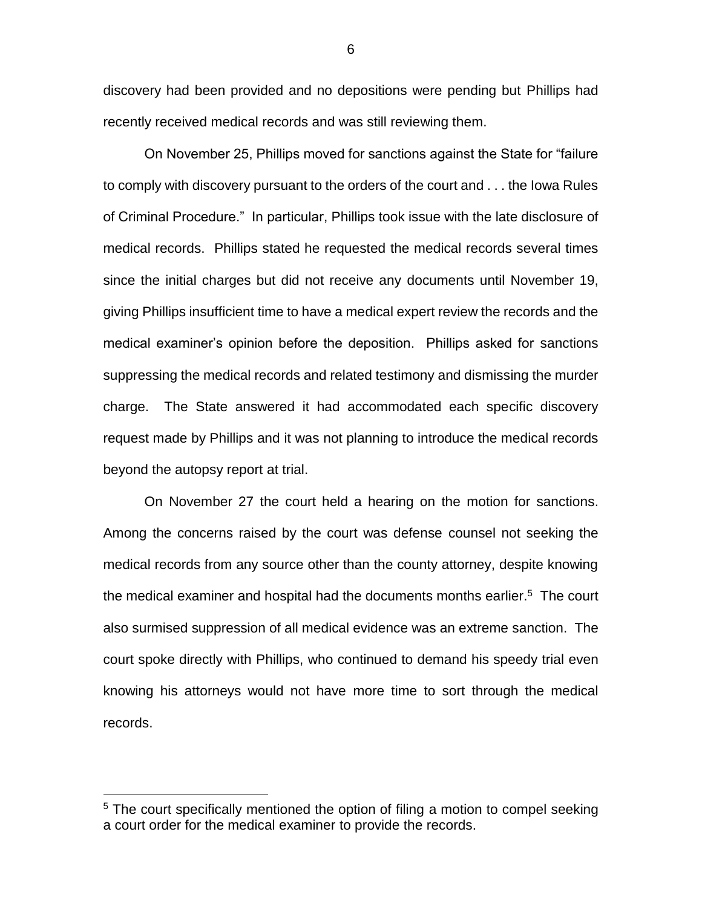discovery had been provided and no depositions were pending but Phillips had recently received medical records and was still reviewing them.

On November 25, Phillips moved for sanctions against the State for "failure to comply with discovery pursuant to the orders of the court and . . . the Iowa Rules of Criminal Procedure." In particular, Phillips took issue with the late disclosure of medical records. Phillips stated he requested the medical records several times since the initial charges but did not receive any documents until November 19, giving Phillips insufficient time to have a medical expert review the records and the medical examiner's opinion before the deposition. Phillips asked for sanctions suppressing the medical records and related testimony and dismissing the murder charge. The State answered it had accommodated each specific discovery request made by Phillips and it was not planning to introduce the medical records beyond the autopsy report at trial.

On November 27 the court held a hearing on the motion for sanctions. Among the concerns raised by the court was defense counsel not seeking the medical records from any source other than the county attorney, despite knowing the medical examiner and hospital had the documents months earlier.[5] The court also surmised suppression of all medical evidence was an extreme sanction. The court spoke directly with Phillips, who continued to demand his speedy trial even knowing his attorneys would not have more time to sort through the medical records.

---

[5] The court specifically mentioned the option of filing a motion to compel seeking a court order for the medical examiner to provide the records.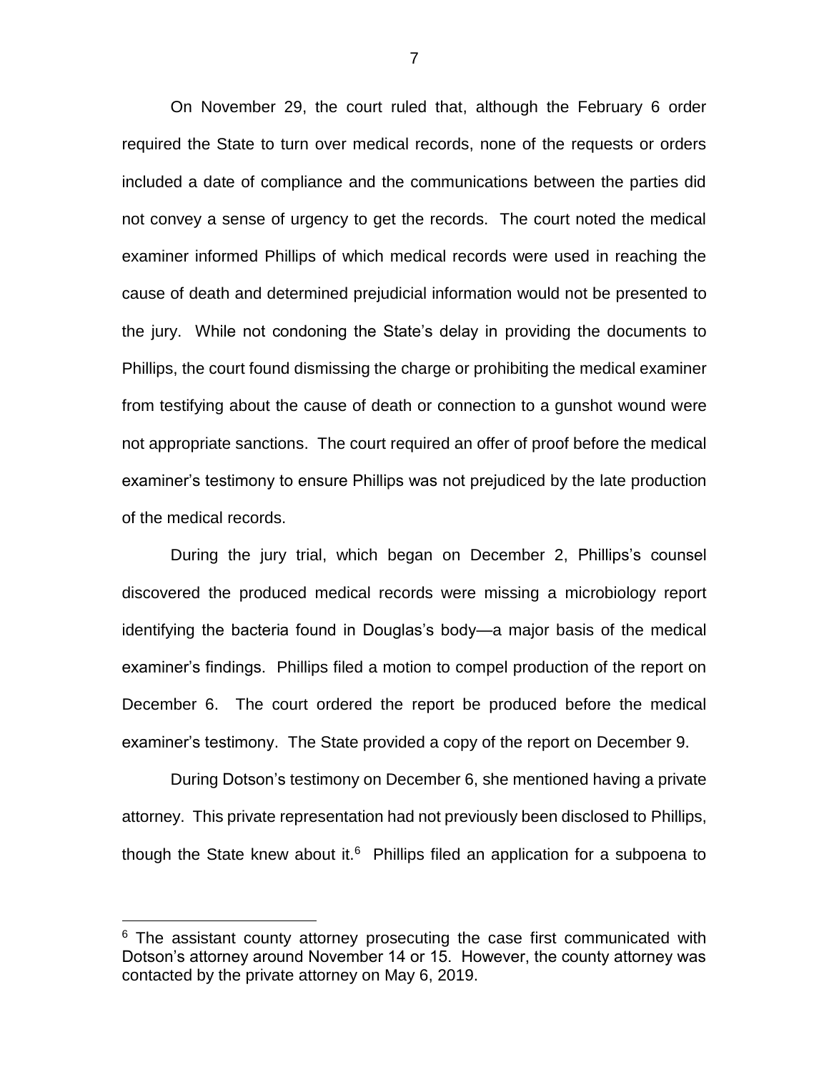On November 29, the court ruled that, although the February 6 order required the State to turn over medical records, none of the requests or orders included a date of compliance and the communications between the parties did not convey a sense of urgency to get the records. The court noted the medical examiner informed Phillips of which medical records were used in reaching the cause of death and determined prejudicial information would not be presented to the jury. While not condoning the State's delay in providing the documents to Phillips, the court found dismissing the charge or prohibiting the medical examiner from testifying about the cause of death or connection to a gunshot wound were not appropriate sanctions. The court required an offer of proof before the medical examiner's testimony to ensure Phillips was not prejudiced by the late production of the medical records.

During the jury trial, which began on December 2, Phillips's counsel discovered the produced medical records were missing a microbiology report identifying the bacteria found in Douglas's body—a major basis of the medical examiner's findings. Phillips filed a motion to compel production of the report on December 6. The court ordered the report be produced before the medical examiner's testimony. The State provided a copy of the report on December 9.

During Dotson's testimony on December 6, she mentioned having a private attorney. This private representation had not previously been disclosed to Phillips, though the State knew about it.[6] Phillips filed an application for a subpoena to

---

[6] The assistant county attorney prosecuting the case first communicated with Dotson's attorney around November 14 or 15. However, the county attorney was contacted by the private attorney on May 6, 2019.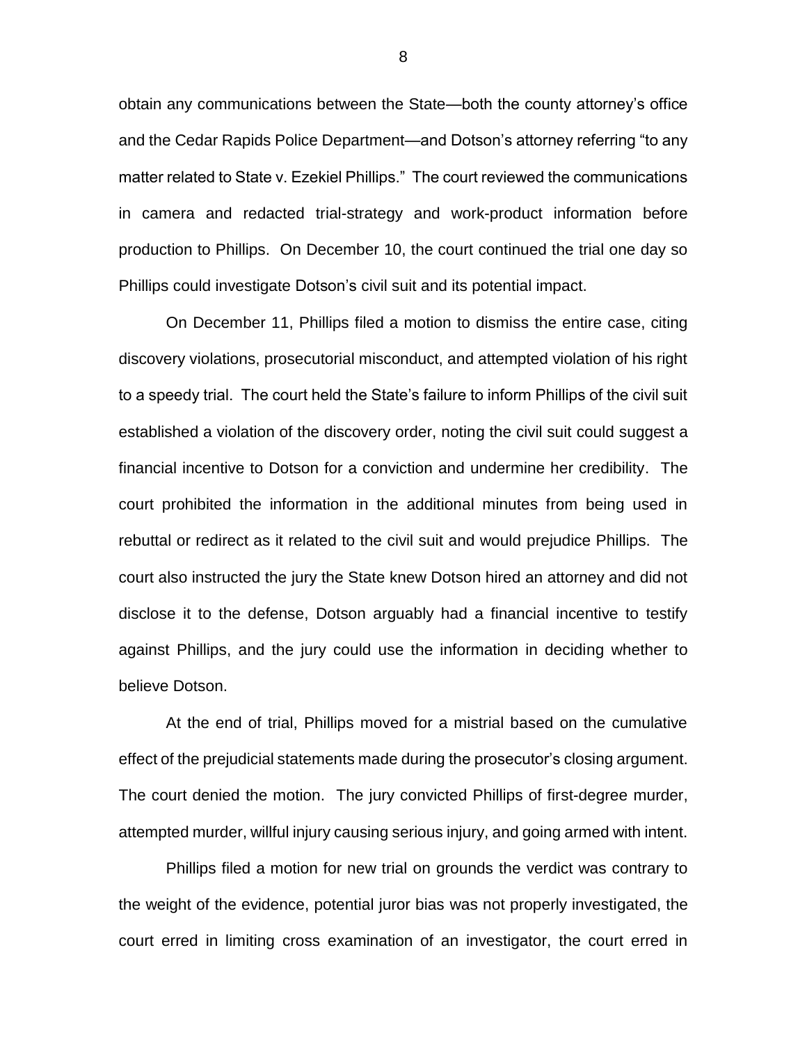obtain any communications between the State—both the county attorney's office and the Cedar Rapids Police Department—and Dotson's attorney referring "to any matter related to State v. Ezekiel Phillips." The court reviewed the communications in camera and redacted trial-strategy and work-product information before production to Phillips. On December 10, the court continued the trial one day so Phillips could investigate Dotson's civil suit and its potential impact.

On December 11, Phillips filed a motion to dismiss the entire case, citing discovery violations, prosecutorial misconduct, and attempted violation of his right to a speedy trial. The court held the State's failure to inform Phillips of the civil suit established a violation of the discovery order, noting the civil suit could suggest a financial incentive to Dotson for a conviction and undermine her credibility. The court prohibited the information in the additional minutes from being used in rebuttal or redirect as it related to the civil suit and would prejudice Phillips. The court also instructed the jury the State knew Dotson hired an attorney and did not disclose it to the defense, Dotson arguably had a financial incentive to testify against Phillips, and the jury could use the information in deciding whether to believe Dotson.

At the end of trial, Phillips moved for a mistrial based on the cumulative effect of the prejudicial statements made during the prosecutor's closing argument. The court denied the motion. The jury convicted Phillips of first-degree murder, attempted murder, willful injury causing serious injury, and going armed with intent.

Phillips filed a motion for new trial on grounds the verdict was contrary to the weight of the evidence, potential juror bias was not properly investigated, the court erred in limiting cross examination of an investigator, the court erred in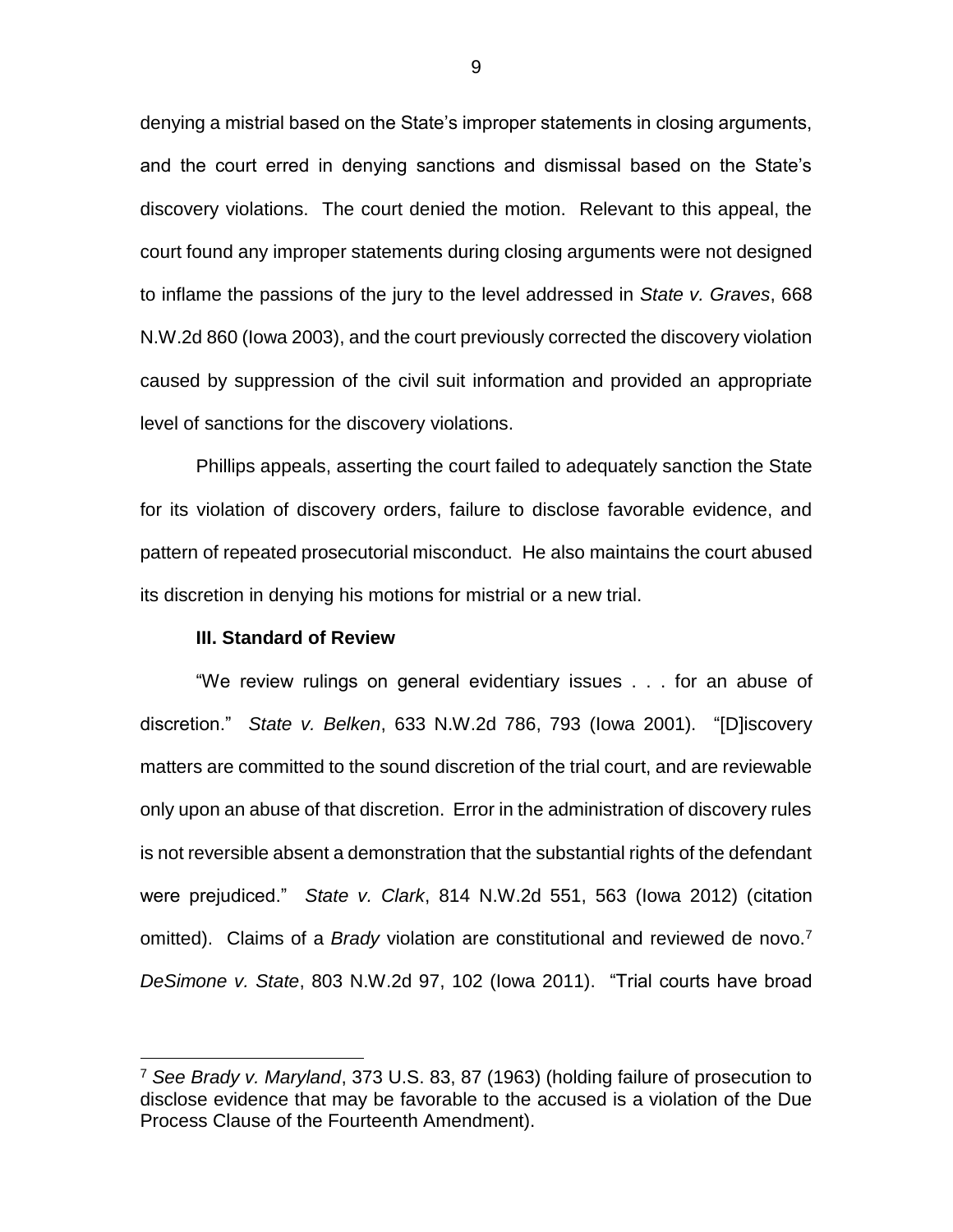denying a mistrial based on the State's improper statements in closing arguments, and the court erred in denying sanctions and dismissal based on the State's discovery violations. The court denied the motion. Relevant to this appeal, the court found any improper statements during closing arguments were not designed to inflame the passions of the jury to the level addressed in *State v. Graves*, 668 N.W.2d 860 (Iowa 2003), and the court previously corrected the discovery violation caused by suppression of the civil suit information and provided an appropriate level of sanctions for the discovery violations.

Phillips appeals, asserting the court failed to adequately sanction the State for its violation of discovery orders, failure to disclose favorable evidence, and pattern of repeated prosecutorial misconduct. He also maintains the court abused its discretion in denying his motions for mistrial or a new trial.

### III. Standard of Review

"We review rulings on general evidentiary issues . . . for an abuse of discretion." *State v. Belken*, 633 N.W.2d 786, 793 (Iowa 2001). "[D]iscovery matters are committed to the sound discretion of the trial court, and are reviewable only upon an abuse of that discretion. Error in the administration of discovery rules is not reversible absent a demonstration that the substantial rights of the defendant were prejudiced." *State v. Clark*, 814 N.W.2d 551, 563 (Iowa 2012) (citation omitted). Claims of a *Brady* violation are constitutional and reviewed de novo.[7] *DeSimone v. State*, 803 N.W.2d 97, 102 (Iowa 2011). "Trial courts have broad

[7] *See Brady v. Maryland*, 373 U.S. 83, 87 (1963) (holding failure of prosecution to disclose evidence that may be favorable to the accused is a violation of the Due Process Clause of the Fourteenth Amendment).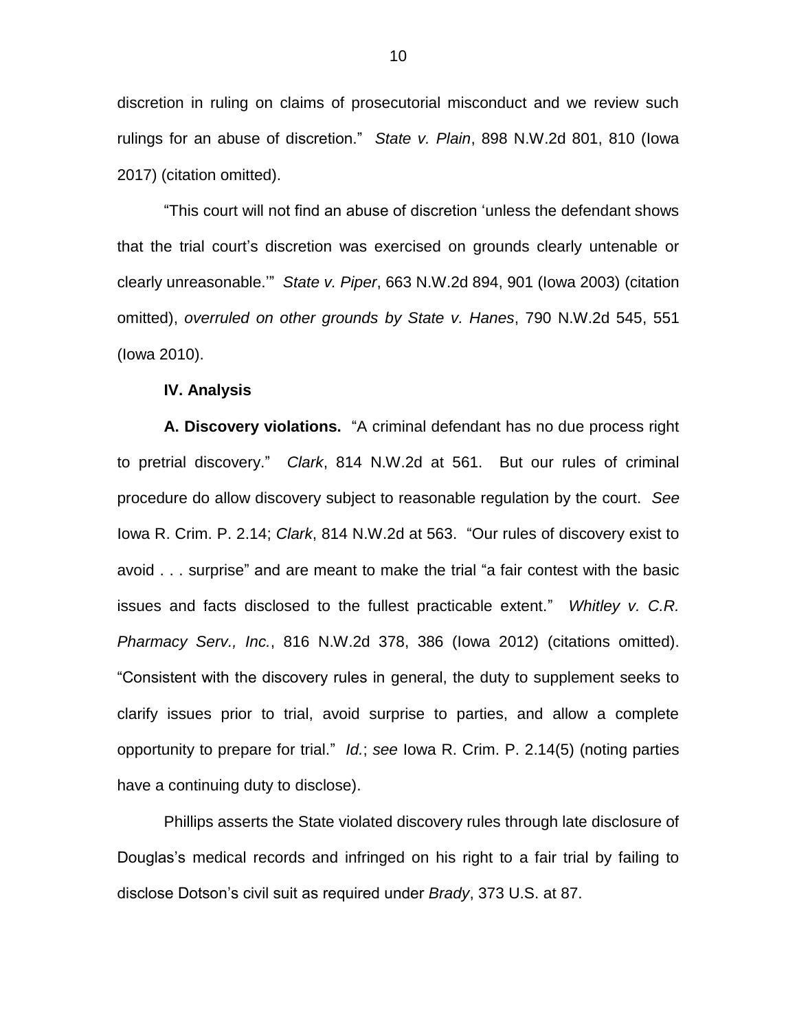discretion in ruling on claims of prosecutorial misconduct and we review such rulings for an abuse of discretion." *State v. Plain*, 898 N.W.2d 801, 810 (Iowa 2017) (citation omitted).

"This court will not find an abuse of discretion 'unless the defendant shows that the trial court's discretion was exercised on grounds clearly untenable or clearly unreasonable.'" *State v. Piper*, 663 N.W.2d 894, 901 (Iowa 2003) (citation omitted), *overruled on other grounds by State v. Hanes*, 790 N.W.2d 545, 551 (Iowa 2010).

**IV. Analysis**

**A. Discovery violations.** "A criminal defendant has no due process right to pretrial discovery." *Clark*, 814 N.W.2d at 561. But our rules of criminal procedure do allow discovery subject to reasonable regulation by the court. *See* Iowa R. Crim. P. 2.14; *Clark*, 814 N.W.2d at 563. "Our rules of discovery exist to avoid . . . surprise" and are meant to make the trial "a fair contest with the basic issues and facts disclosed to the fullest practicable extent." *Whitley v. C.R. Pharmacy Serv., Inc.*, 816 N.W.2d 378, 386 (Iowa 2012) (citations omitted). "Consistent with the discovery rules in general, the duty to supplement seeks to clarify issues prior to trial, avoid surprise to parties, and allow a complete opportunity to prepare for trial." *Id.*; *see* Iowa R. Crim. P. 2.14(5) (noting parties have a continuing duty to disclose).

Phillips asserts the State violated discovery rules through late disclosure of Douglas's medical records and infringed on his right to a fair trial by failing to disclose Dotson's civil suit as required under *Brady*, 373 U.S. at 87.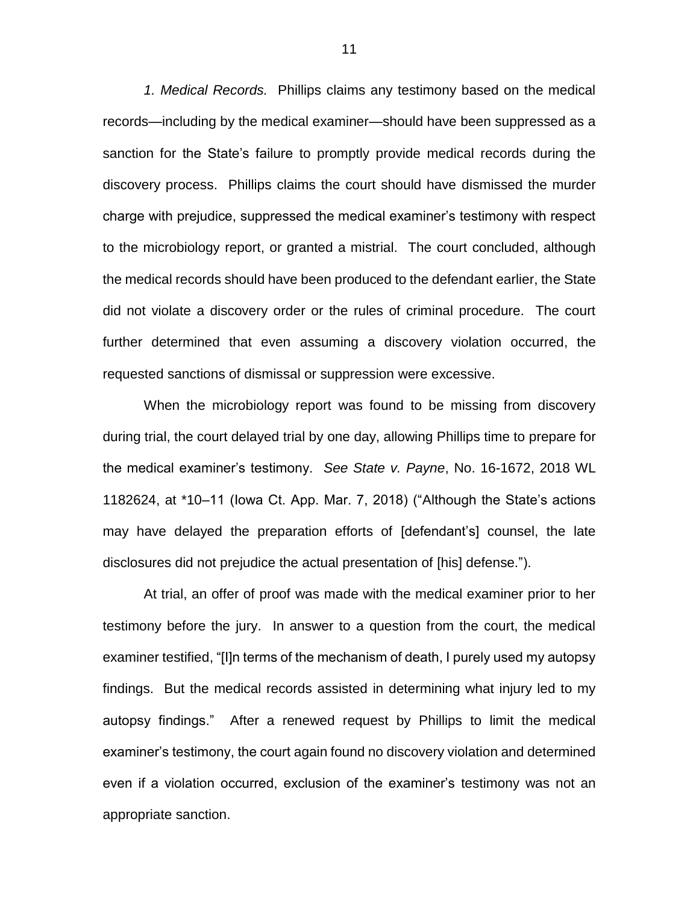*1. Medical Records.* Phillips claims any testimony based on the medical records—including by the medical examiner—should have been suppressed as a sanction for the State's failure to promptly provide medical records during the discovery process. Phillips claims the court should have dismissed the murder charge with prejudice, suppressed the medical examiner's testimony with respect to the microbiology report, or granted a mistrial. The court concluded, although the medical records should have been produced to the defendant earlier, the State did not violate a discovery order or the rules of criminal procedure. The court further determined that even assuming a discovery violation occurred, the requested sanctions of dismissal or suppression were excessive.

When the microbiology report was found to be missing from discovery during trial, the court delayed trial by one day, allowing Phillips time to prepare for the medical examiner's testimony. *See State v. Payne*, No. 16-1672, 2018 WL 1182624, at *10–11 (Iowa Ct. App. Mar. 7, 2018) ("Although the State's actions may have delayed the preparation efforts of [defendant's] counsel, the late disclosures did not prejudice the actual presentation of [his] defense.").

At trial, an offer of proof was made with the medical examiner prior to her testimony before the jury. In answer to a question from the court, the medical examiner testified, "[I]n terms of the mechanism of death, I purely used my autopsy findings. But the medical records assisted in determining what injury led to my autopsy findings." After a renewed request by Phillips to limit the medical examiner's testimony, the court again found no discovery violation and determined even if a violation occurred, exclusion of the examiner's testimony was not an appropriate sanction.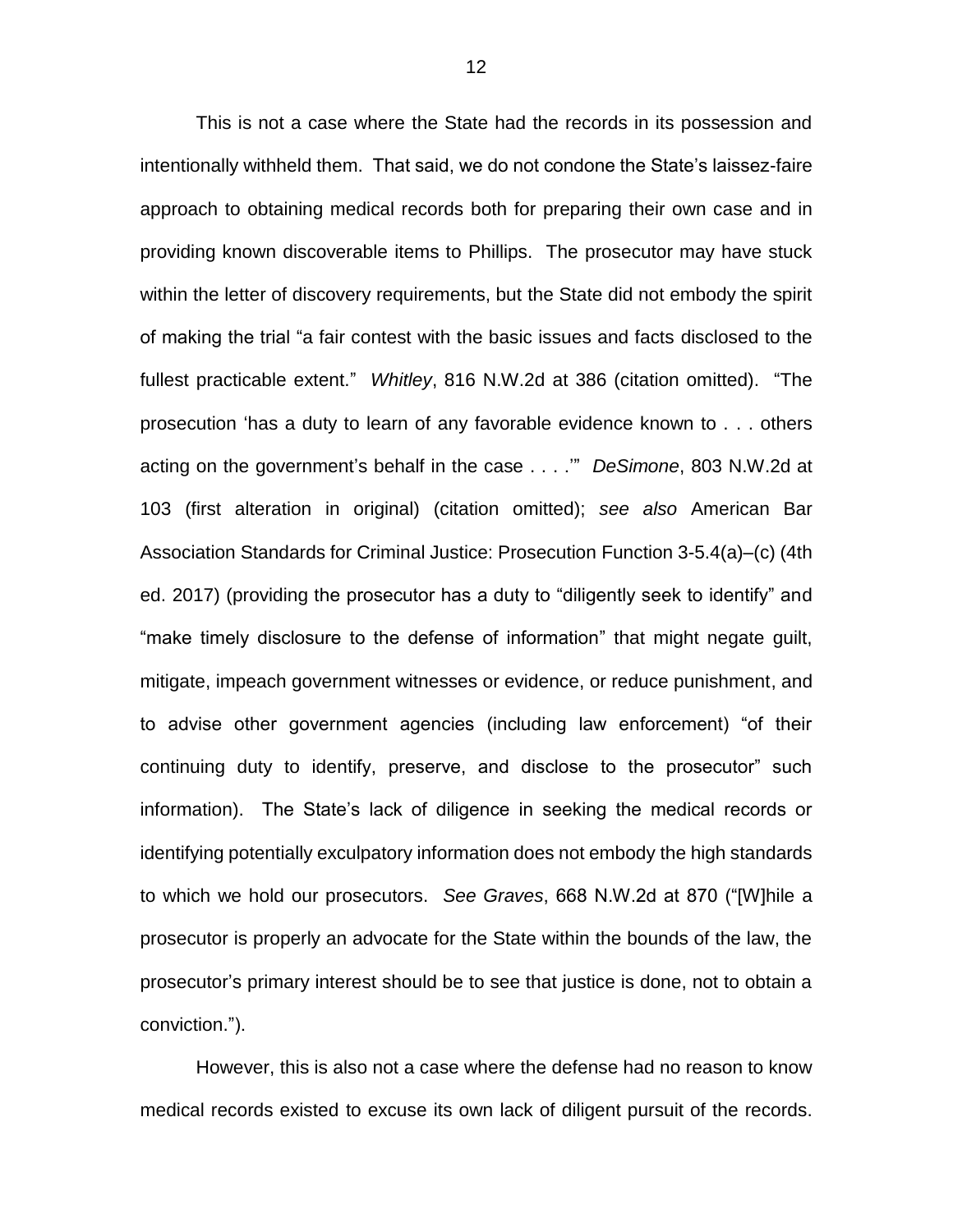This is not a case where the State had the records in its possession and intentionally withheld them. That said, we do not condone the State's laissez-faire approach to obtaining medical records both for preparing their own case and in providing known discoverable items to Phillips. The prosecutor may have stuck within the letter of discovery requirements, but the State did not embody the spirit of making the trial "a fair contest with the basic issues and facts disclosed to the fullest practicable extent." *Whitley*, 816 N.W.2d at 386 (citation omitted). "The prosecution 'has a duty to learn of any favorable evidence known to . . . others acting on the government's behalf in the case . . . .'" *DeSimone*, 803 N.W.2d at 103 (first alteration in original) (citation omitted); *see also* American Bar Association Standards for Criminal Justice: Prosecution Function 3-5.4(a)–(c) (4th ed. 2017) (providing the prosecutor has a duty to "diligently seek to identify" and "make timely disclosure to the defense of information" that might negate guilt, mitigate, impeach government witnesses or evidence, or reduce punishment, and to advise other government agencies (including law enforcement) "of their continuing duty to identify, preserve, and disclose to the prosecutor" such information). The State's lack of diligence in seeking the medical records or identifying potentially exculpatory information does not embody the high standards to which we hold our prosecutors. *See Graves*, 668 N.W.2d at 870 ("[W]hile a prosecutor is properly an advocate for the State within the bounds of the law, the prosecutor's primary interest should be to see that justice is done, not to obtain a conviction.").

However, this is also not a case where the defense had no reason to know medical records existed to excuse its own lack of diligent pursuit of the records.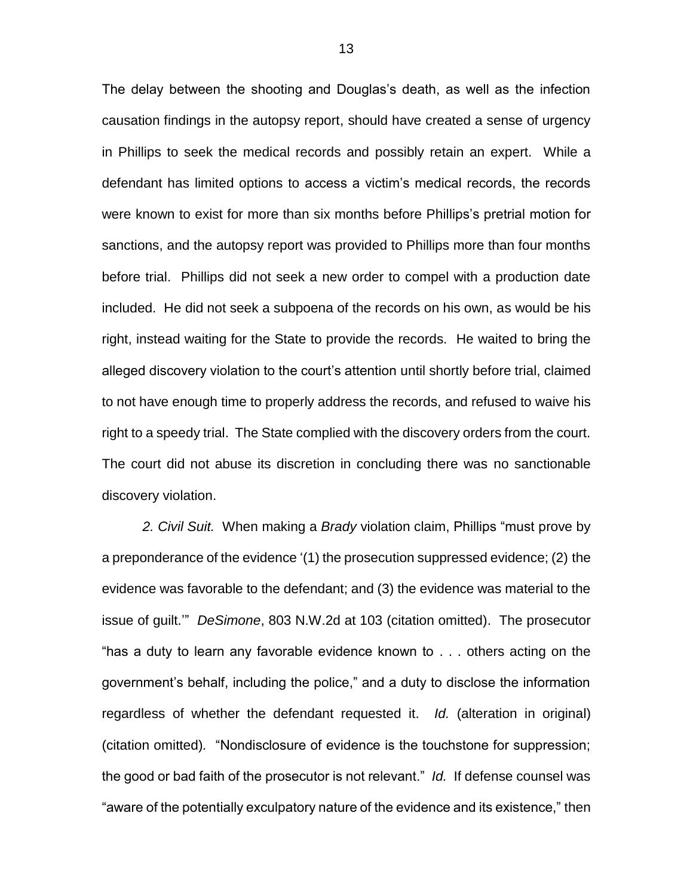The delay between the shooting and Douglas's death, as well as the infection causation findings in the autopsy report, should have created a sense of urgency in Phillips to seek the medical records and possibly retain an expert. While a defendant has limited options to access a victim's medical records, the records were known to exist for more than six months before Phillips's pretrial motion for sanctions, and the autopsy report was provided to Phillips more than four months before trial. Phillips did not seek a new order to compel with a production date included. He did not seek a subpoena of the records on his own, as would be his right, instead waiting for the State to provide the records. He waited to bring the alleged discovery violation to the court's attention until shortly before trial, claimed to not have enough time to properly address the records, and refused to waive his right to a speedy trial. The State complied with the discovery orders from the court. The court did not abuse its discretion in concluding there was no sanctionable discovery violation.

*2. Civil Suit.* When making a *Brady* violation claim, Phillips "must prove by a preponderance of the evidence '(1) the prosecution suppressed evidence; (2) the evidence was favorable to the defendant; and (3) the evidence was material to the issue of guilt.'" *DeSimone*, 803 N.W.2d at 103 (citation omitted). The prosecutor "has a duty to learn any favorable evidence known to . . . others acting on the government's behalf, including the police," and a duty to disclose the information regardless of whether the defendant requested it. *Id.* (alteration in original) (citation omitted). "Nondisclosure of evidence is the touchstone for suppression; the good or bad faith of the prosecutor is not relevant." *Id.* If defense counsel was "aware of the potentially exculpatory nature of the evidence and its existence," then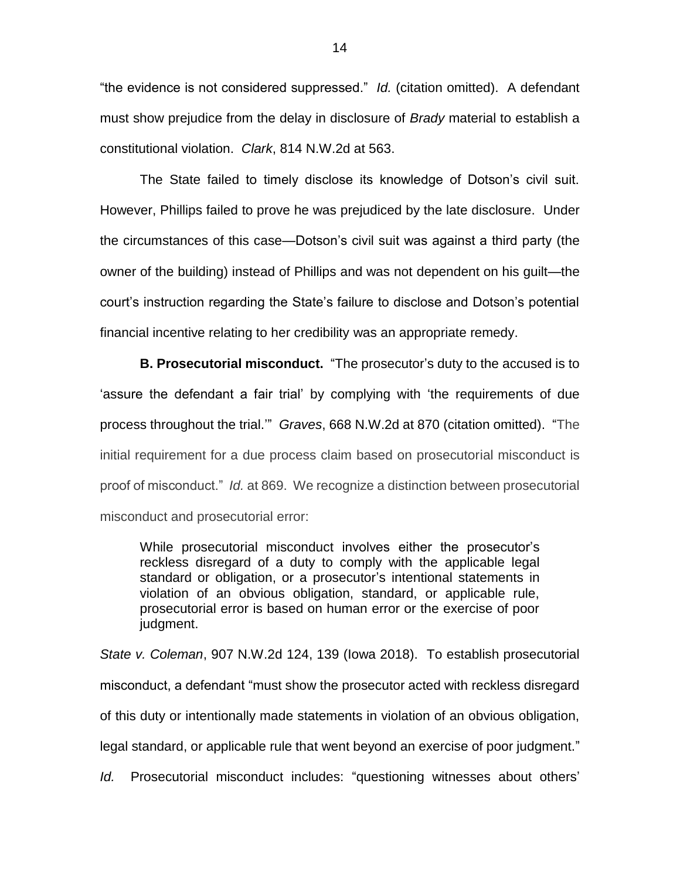"the evidence is not considered suppressed." *Id.* (citation omitted). A defendant must show prejudice from the delay in disclosure of *Brady* material to establish a constitutional violation. *Clark*, 814 N.W.2d at 563.

The State failed to timely disclose its knowledge of Dotson's civil suit. However, Phillips failed to prove he was prejudiced by the late disclosure. Under the circumstances of this case—Dotson's civil suit was against a third party (the owner of the building) instead of Phillips and was not dependent on his guilt—the court's instruction regarding the State's failure to disclose and Dotson's potential financial incentive relating to her credibility was an appropriate remedy.

**B. Prosecutorial misconduct.** "The prosecutor's duty to the accused is to 'assure the defendant a fair trial' by complying with 'the requirements of due process throughout the trial.'" *Graves*, 668 N.W.2d at 870 (citation omitted). "The initial requirement for a due process claim based on prosecutorial misconduct is proof of misconduct." *Id.* at 869. We recognize a distinction between prosecutorial misconduct and prosecutorial error:

> While prosecutorial misconduct involves either the prosecutor's reckless disregard of a duty to comply with the applicable legal standard or obligation, or a prosecutor's intentional statements in violation of an obvious obligation, standard, or applicable rule, prosecutorial error is based on human error or the exercise of poor judgment.

*State v. Coleman*, 907 N.W.2d 124, 139 (Iowa 2018). To establish prosecutorial misconduct, a defendant "must show the prosecutor acted with reckless disregard of this duty or intentionally made statements in violation of an obvious obligation, legal standard, or applicable rule that went beyond an exercise of poor judgment." *Id.* Prosecutorial misconduct includes: "questioning witnesses about others'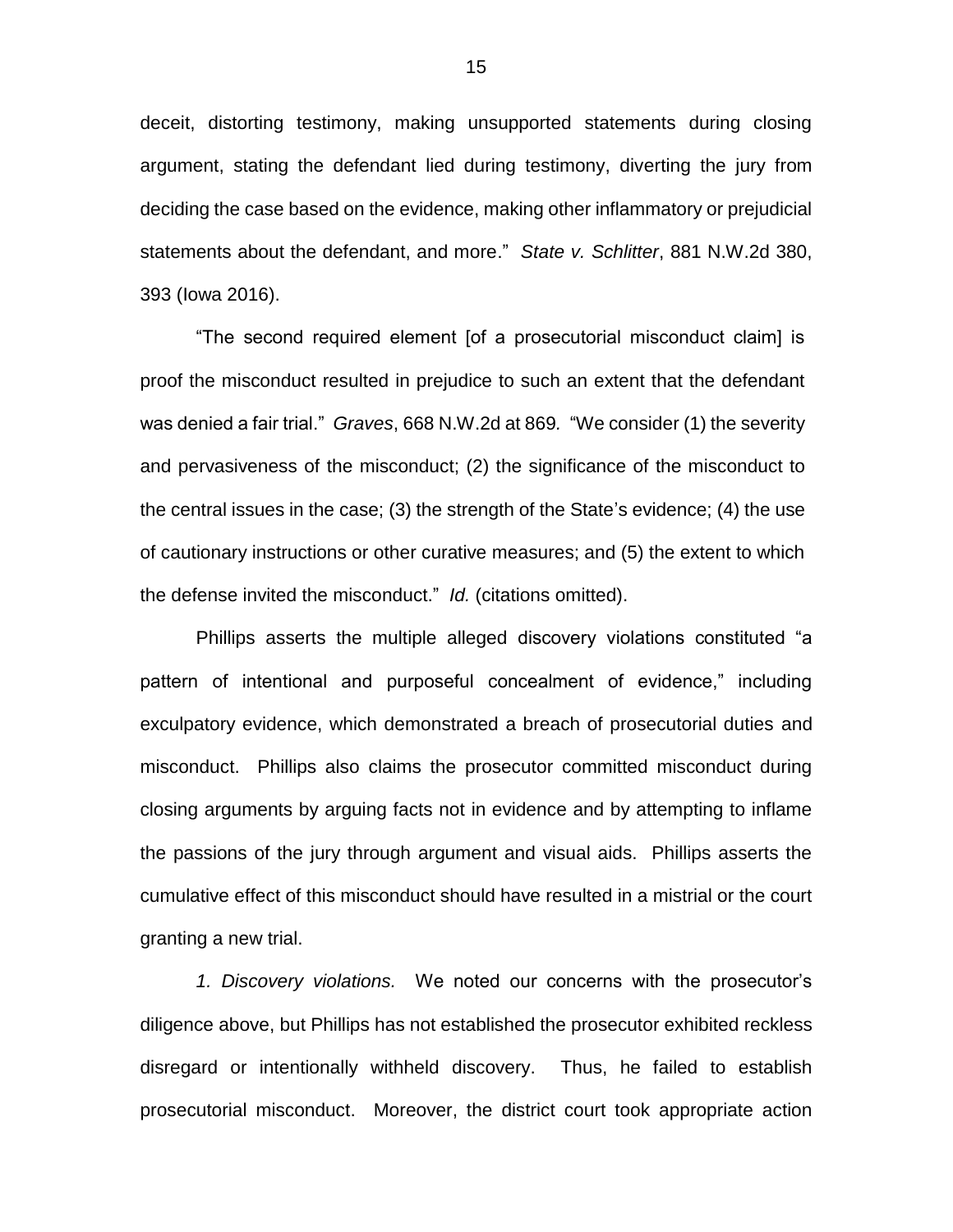deceit, distorting testimony, making unsupported statements during closing argument, stating the defendant lied during testimony, diverting the jury from deciding the case based on the evidence, making other inflammatory or prejudicial statements about the defendant, and more." *State v. Schlitter*, 881 N.W.2d 380, 393 (Iowa 2016).

"The second required element [of a prosecutorial misconduct claim] is proof the misconduct resulted in prejudice to such an extent that the defendant was denied a fair trial." *Graves*, 668 N.W.2d at 869. "We consider (1) the severity and pervasiveness of the misconduct; (2) the significance of the misconduct to the central issues in the case; (3) the strength of the State's evidence; (4) the use of cautionary instructions or other curative measures; and (5) the extent to which the defense invited the misconduct." *Id.* (citations omitted).

Phillips asserts the multiple alleged discovery violations constituted "a pattern of intentional and purposeful concealment of evidence," including exculpatory evidence, which demonstrated a breach of prosecutorial duties and misconduct. Phillips also claims the prosecutor committed misconduct during closing arguments by arguing facts not in evidence and by attempting to inflame the passions of the jury through argument and visual aids. Phillips asserts the cumulative effect of this misconduct should have resulted in a mistrial or the court granting a new trial.

*1. Discovery violations.* We noted our concerns with the prosecutor's diligence above, but Phillips has not established the prosecutor exhibited reckless disregard or intentionally withheld discovery. Thus, he failed to establish prosecutorial misconduct. Moreover, the district court took appropriate action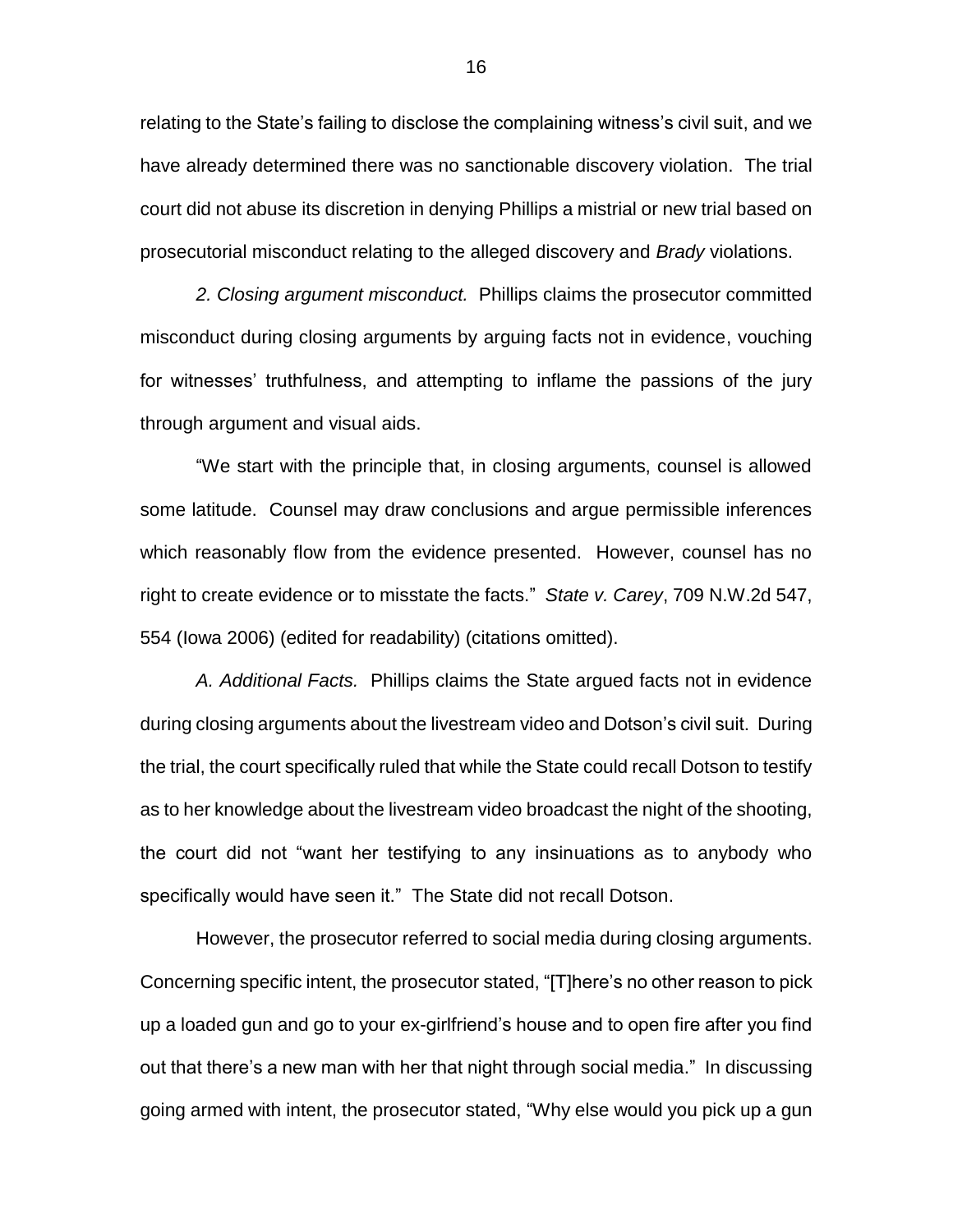relating to the State's failing to disclose the complaining witness's civil suit, and we have already determined there was no sanctionable discovery violation. The trial court did not abuse its discretion in denying Phillips a mistrial or new trial based on prosecutorial misconduct relating to the alleged discovery and *Brady* violations.

*2. Closing argument misconduct.* Phillips claims the prosecutor committed misconduct during closing arguments by arguing facts not in evidence, vouching for witnesses' truthfulness, and attempting to inflame the passions of the jury through argument and visual aids.

"We start with the principle that, in closing arguments, counsel is allowed some latitude. Counsel may draw conclusions and argue permissible inferences which reasonably flow from the evidence presented. However, counsel has no right to create evidence or to misstate the facts." *State v. Carey*, 709 N.W.2d 547, 554 (Iowa 2006) (edited for readability) (citations omitted).

*A. Additional Facts.* Phillips claims the State argued facts not in evidence during closing arguments about the livestream video and Dotson's civil suit. During the trial, the court specifically ruled that while the State could recall Dotson to testify as to her knowledge about the livestream video broadcast the night of the shooting, the court did not "want her testifying to any insinuations as to anybody who specifically would have seen it." The State did not recall Dotson.

However, the prosecutor referred to social media during closing arguments. Concerning specific intent, the prosecutor stated, "[T]here's no other reason to pick up a loaded gun and go to your ex-girlfriend's house and to open fire after you find out that there's a new man with her that night through social media." In discussing going armed with intent, the prosecutor stated, "Why else would you pick up a gun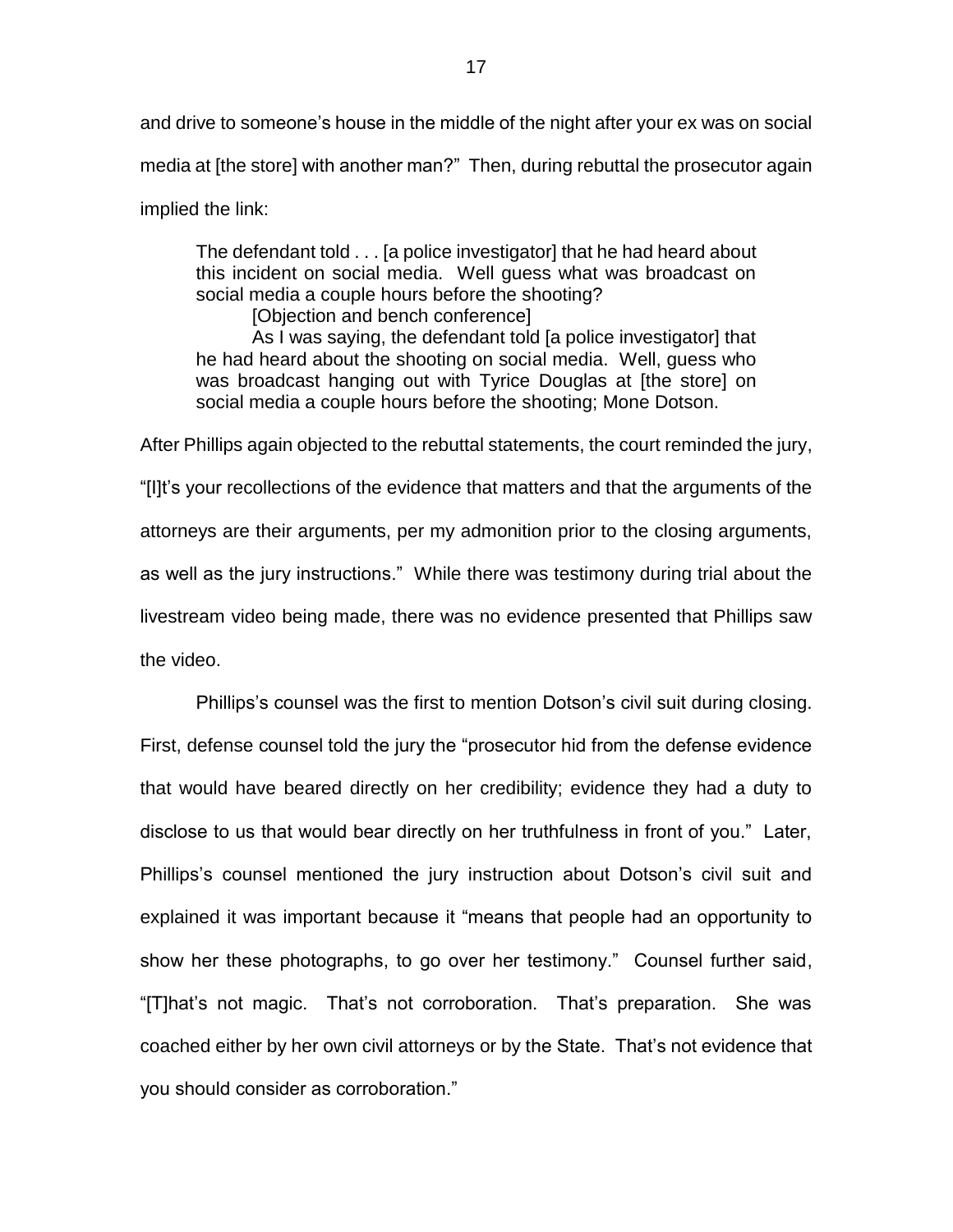and drive to someone's house in the middle of the night after your ex was on social media at [the store] with another man?" Then, during rebuttal the prosecutor again implied the link:

> The defendant told . . . [a police investigator] that he had heard about this incident on social media. Well guess what was broadcast on social media a couple hours before the shooting?
>
> [Objection and bench conference]
>
> As I was saying, the defendant told [a police investigator] that he had heard about the shooting on social media. Well, guess who was broadcast hanging out with Tyrice Douglas at [the store] on social media a couple hours before the shooting; Mone Dotson.

After Phillips again objected to the rebuttal statements, the court reminded the jury, "[I]t's your recollections of the evidence that matters and that the arguments of the attorneys are their arguments, per my admonition prior to the closing arguments, as well as the jury instructions." While there was testimony during trial about the livestream video being made, there was no evidence presented that Phillips saw the video.

Phillips's counsel was the first to mention Dotson's civil suit during closing. First, defense counsel told the jury the "prosecutor hid from the defense evidence that would have beared directly on her credibility; evidence they had a duty to disclose to us that would bear directly on her truthfulness in front of you." Later, Phillips's counsel mentioned the jury instruction about Dotson's civil suit and explained it was important because it "means that people had an opportunity to show her these photographs, to go over her testimony." Counsel further said, "[T]hat's not magic. That's not corroboration. That's preparation. She was coached either by her own civil attorneys or by the State. That's not evidence that you should consider as corroboration."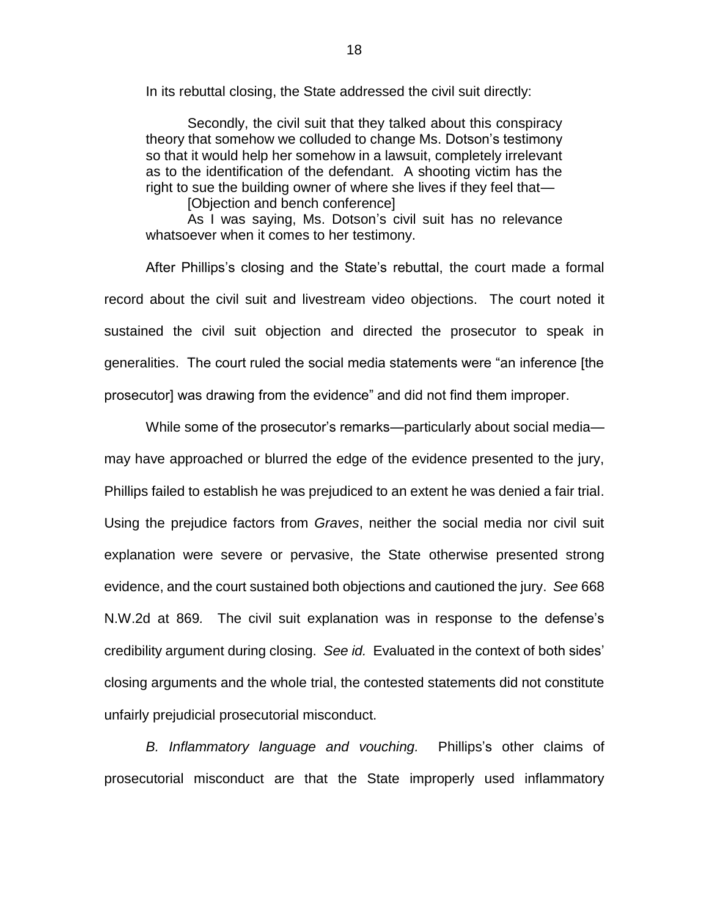In its rebuttal closing, the State addressed the civil suit directly:

> Secondly, the civil suit that they talked about this conspiracy theory that somehow we colluded to change Ms. Dotson's testimony so that it would help her somehow in a lawsuit, completely irrelevant as to the identification of the defendant. A shooting victim has the right to sue the building owner of where she lives if they feel that—
>
> [Objection and bench conference]
>
> As I was saying, Ms. Dotson's civil suit has no relevance whatsoever when it comes to her testimony.

After Phillips's closing and the State's rebuttal, the court made a formal record about the civil suit and livestream video objections. The court noted it sustained the civil suit objection and directed the prosecutor to speak in generalities. The court ruled the social media statements were "an inference [the prosecutor] was drawing from the evidence" and did not find them improper.

While some of the prosecutor's remarks—particularly about social media—may have approached or blurred the edge of the evidence presented to the jury, Phillips failed to establish he was prejudiced to an extent he was denied a fair trial. Using the prejudice factors from *Graves*, neither the social media nor civil suit explanation were severe or pervasive, the State otherwise presented strong evidence, and the court sustained both objections and cautioned the jury. *See* 668 N.W.2d at 869. The civil suit explanation was in response to the defense's credibility argument during closing. *See id.* Evaluated in the context of both sides' closing arguments and the whole trial, the contested statements did not constitute unfairly prejudicial prosecutorial misconduct.

*B. Inflammatory language and vouching.* Phillips's other claims of prosecutorial misconduct are that the State improperly used inflammatory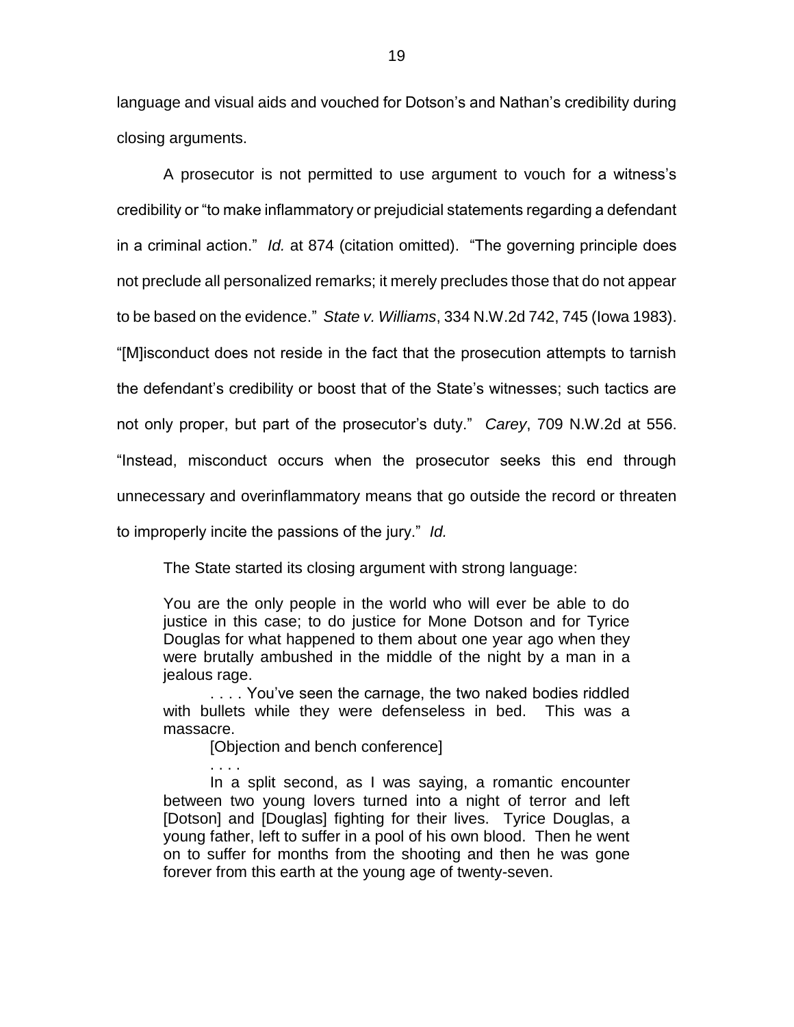language and visual aids and vouched for Dotson's and Nathan's credibility during closing arguments.

A prosecutor is not permitted to use argument to vouch for a witness's credibility or "to make inflammatory or prejudicial statements regarding a defendant in a criminal action." *Id.* at 874 (citation omitted). "The governing principle does not preclude all personalized remarks; it merely precludes those that do not appear to be based on the evidence." *State v. Williams*, 334 N.W.2d 742, 745 (Iowa 1983). "[M]isconduct does not reside in the fact that the prosecution attempts to tarnish the defendant's credibility or boost that of the State's witnesses; such tactics are not only proper, but part of the prosecutor's duty." *Carey*, 709 N.W.2d at 556. "Instead, misconduct occurs when the prosecutor seeks this end through unnecessary and overinflammatory means that go outside the record or threaten to improperly incite the passions of the jury." *Id.*

The State started its closing argument with strong language:

> You are the only people in the world who will ever be able to do justice in this case; to do justice for Mone Dotson and for Tyrice Douglas for what happened to them about one year ago when they were brutally ambushed in the middle of the night by a man in a jealous rage.
>
> . . . . You've seen the carnage, the two naked bodies riddled with bullets while they were defenseless in bed. This was a massacre.
>
> [Objection and bench conference]
>
> . . . .
>
> In a split second, as I was saying, a romantic encounter between two young lovers turned into a night of terror and left [Dotson] and [Douglas] fighting for their lives. Tyrice Douglas, a young father, left to suffer in a pool of his own blood. Then he went on to suffer for months from the shooting and then he was gone forever from this earth at the young age of twenty-seven.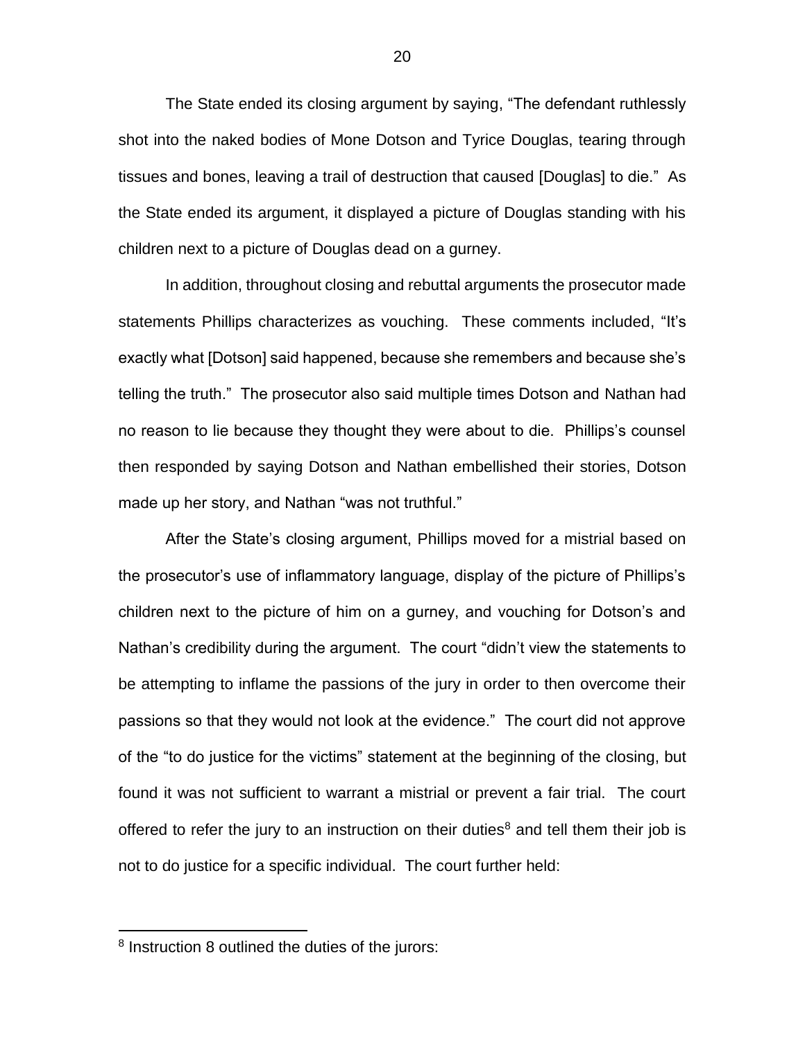The State ended its closing argument by saying, "The defendant ruthlessly shot into the naked bodies of Mone Dotson and Tyrice Douglas, tearing through tissues and bones, leaving a trail of destruction that caused [Douglas] to die." As the State ended its argument, it displayed a picture of Douglas standing with his children next to a picture of Douglas dead on a gurney.

In addition, throughout closing and rebuttal arguments the prosecutor made statements Phillips characterizes as vouching. These comments included, "It's exactly what [Dotson] said happened, because she remembers and because she's telling the truth." The prosecutor also said multiple times Dotson and Nathan had no reason to lie because they thought they were about to die. Phillips's counsel then responded by saying Dotson and Nathan embellished their stories, Dotson made up her story, and Nathan "was not truthful."

After the State's closing argument, Phillips moved for a mistrial based on the prosecutor's use of inflammatory language, display of the picture of Phillips's children next to the picture of him on a gurney, and vouching for Dotson's and Nathan's credibility during the argument. The court "didn't view the statements to be attempting to inflame the passions of the jury in order to then overcome their passions so that they would not look at the evidence." The court did not approve of the "to do justice for the victims" statement at the beginning of the closing, but found it was not sufficient to warrant a mistrial or prevent a fair trial. The court offered to refer the jury to an instruction on their duties[8] and tell them their job is not to do justice for a specific individual. The court further held:

[8] Instruction 8 outlined the duties of the jurors: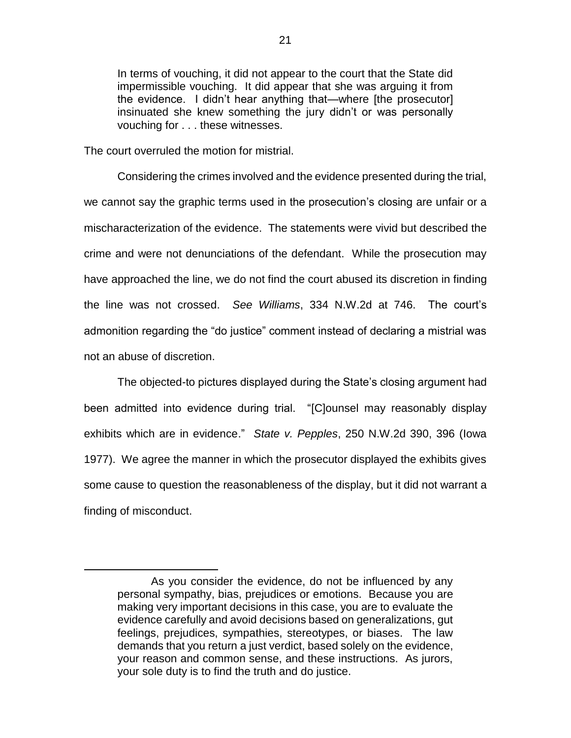> In terms of vouching, it did not appear to the court that the State did impermissible vouching. It did appear that she was arguing it from the evidence. I didn't hear anything that—where [the prosecutor] insinuated she knew something the jury didn't or was personally vouching for . . . these witnesses.

The court overruled the motion for mistrial.

Considering the crimes involved and the evidence presented during the trial, we cannot say the graphic terms used in the prosecution's closing are unfair or a mischaracterization of the evidence. The statements were vivid but described the crime and were not denunciations of the defendant. While the prosecution may have approached the line, we do not find the court abused its discretion in finding the line was not crossed. *See Williams*, 334 N.W.2d at 746. The court's admonition regarding the "do justice" comment instead of declaring a mistrial was not an abuse of discretion.

The objected-to pictures displayed during the State's closing argument had been admitted into evidence during trial. "[C]ounsel may reasonably display exhibits which are in evidence." *State v. Pepples*, 250 N.W.2d 390, 396 (Iowa 1977). We agree the manner in which the prosecutor displayed the exhibits gives some cause to question the reasonableness of the display, but it did not warrant a finding of misconduct.

---

> As you consider the evidence, do not be influenced by any personal sympathy, bias, prejudices or emotions. Because you are making very important decisions in this case, you are to evaluate the evidence carefully and avoid decisions based on generalizations, gut feelings, prejudices, sympathies, stereotypes, or biases. The law demands that you return a just verdict, based solely on the evidence, your reason and common sense, and these instructions. As jurors, your sole duty is to find the truth and do justice.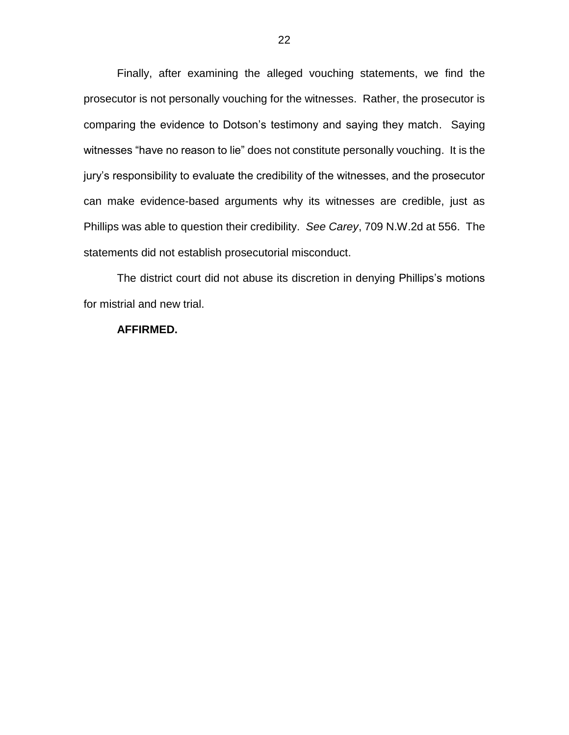Finally, after examining the alleged vouching statements, we find the prosecutor is not personally vouching for the witnesses. Rather, the prosecutor is comparing the evidence to Dotson's testimony and saying they match. Saying witnesses "have no reason to lie" does not constitute personally vouching. It is the jury's responsibility to evaluate the credibility of the witnesses, and the prosecutor can make evidence-based arguments why its witnesses are credible, just as Phillips was able to question their credibility. *See Carey*, 709 N.W.2d at 556. The statements did not establish prosecutorial misconduct.

The district court did not abuse its discretion in denying Phillips's motions for mistrial and new trial.

**AFFIRMED.**